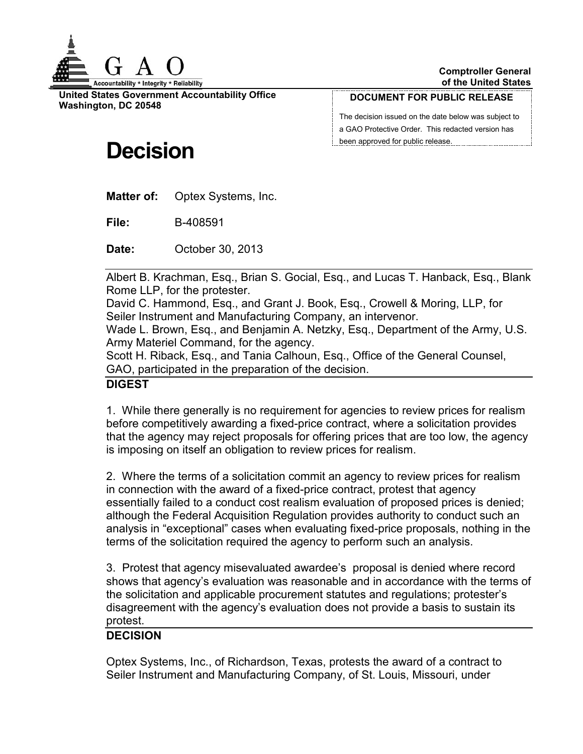GAO

Accountability * Integrity * Reliability

**United States Government Accountability Office**
**Washington, DC 20548**

**Comptroller General of the United States**

**DOCUMENT FOR PUBLIC RELEASE**

The decision issued on the date below was subject to a GAO Protective Order. This redacted version has been approved for public release.

# Decision

**Matter of:** Optex Systems, Inc.

**File:** B-408591

**Date:** October 30, 2013

Albert B. Krachman, Esq., Brian S. Gocial, Esq., and Lucas T. Hanback, Esq., Blank Rome LLP, for the protester.
David C. Hammond, Esq., and Grant J. Book, Esq., Crowell & Moring, LLP, for Seiler Instrument and Manufacturing Company, an intervenor.
Wade L. Brown, Esq., and Benjamin A. Netzky, Esq., Department of the Army, U.S. Army Materiel Command, for the agency.
Scott H. Riback, Esq., and Tania Calhoun, Esq., Office of the General Counsel, GAO, participated in the preparation of the decision.

## DIGEST

1. While there generally is no requirement for agencies to review prices for realism before competitively awarding a fixed-price contract, where a solicitation provides that the agency may reject proposals for offering prices that are too low, the agency is imposing on itself an obligation to review prices for realism.

2. Where the terms of a solicitation commit an agency to review prices for realism in connection with the award of a fixed-price contract, protest that agency essentially failed to a conduct cost realism evaluation of proposed prices is denied; although the Federal Acquisition Regulation provides authority to conduct such an analysis in "exceptional" cases when evaluating fixed-price proposals, nothing in the terms of the solicitation required the agency to perform such an analysis.

3. Protest that agency misevaluated awardee's proposal is denied where record shows that agency's evaluation was reasonable and in accordance with the terms of the solicitation and applicable procurement statutes and regulations; protester's disagreement with the agency's evaluation does not provide a basis to sustain its protest.

## DECISION

Optex Systems, Inc., of Richardson, Texas, protests the award of a contract to Seiler Instrument and Manufacturing Company, of St. Louis, Missouri, under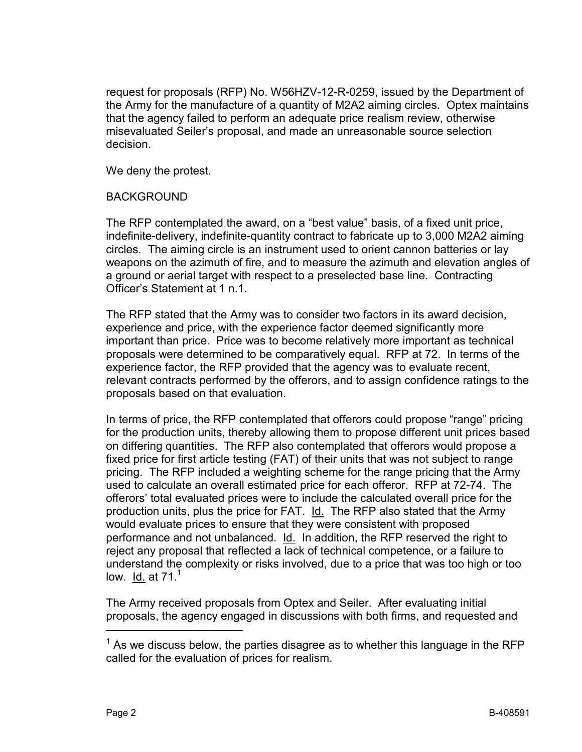request for proposals (RFP) No. W56HZV-12-R-0259, issued by the Department of the Army for the manufacture of a quantity of M2A2 aiming circles. Optex maintains that the agency failed to perform an adequate price realism review, otherwise misevaluated Seiler's proposal, and made an unreasonable source selection decision.

We deny the protest.

BACKGROUND

The RFP contemplated the award, on a "best value" basis, of a fixed unit price, indefinite-delivery, indefinite-quantity contract to fabricate up to 3,000 M2A2 aiming circles. The aiming circle is an instrument used to orient cannon batteries or lay weapons on the azimuth of fire, and to measure the azimuth and elevation angles of a ground or aerial target with respect to a preselected base line. Contracting Officer's Statement at 1 n.1.

The RFP stated that the Army was to consider two factors in its award decision, experience and price, with the experience factor deemed significantly more important than price. Price was to become relatively more important as technical proposals were determined to be comparatively equal. RFP at 72. In terms of the experience factor, the RFP provided that the agency was to evaluate recent, relevant contracts performed by the offerors, and to assign confidence ratings to the proposals based on that evaluation.

In terms of price, the RFP contemplated that offerors could propose "range" pricing for the production units, thereby allowing them to propose different unit prices based on differing quantities. The RFP also contemplated that offerors would propose a fixed price for first article testing (FAT) of their units that was not subject to range pricing. The RFP included a weighting scheme for the range pricing that the Army used to calculate an overall estimated price for each offeror. RFP at 72-74. The offerors' total evaluated prices were to include the calculated overall price for the production units, plus the price for FAT. Id. The RFP also stated that the Army would evaluate prices to ensure that they were consistent with proposed performance and not unbalanced. Id. In addition, the RFP reserved the right to reject any proposal that reflected a lack of technical competence, or a failure to understand the complexity or risks involved, due to a price that was too high or too low. Id. at 71.[1]

The Army received proposals from Optex and Seiler. After evaluating initial proposals, the agency engaged in discussions with both firms, and requested and

[1] As we discuss below, the parties disagree as to whether this language in the RFP called for the evaluation of prices for realism.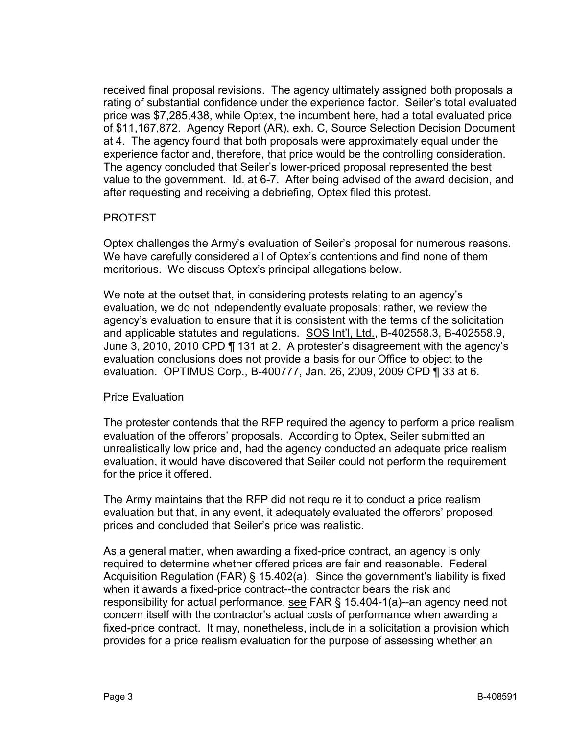received final proposal revisions. The agency ultimately assigned both proposals a rating of substantial confidence under the experience factor. Seiler's total evaluated price was $7,285,438, while Optex, the incumbent here, had a total evaluated price of $11,167,872. Agency Report (AR), exh. C, Source Selection Decision Document at 4. The agency found that both proposals were approximately equal under the experience factor and, therefore, that price would be the controlling consideration. The agency concluded that Seiler's lower-priced proposal represented the best value to the government. Id. at 6-7. After being advised of the award decision, and after requesting and receiving a debriefing, Optex filed this protest.

PROTEST

Optex challenges the Army's evaluation of Seiler's proposal for numerous reasons. We have carefully considered all of Optex's contentions and find none of them meritorious. We discuss Optex's principal allegations below.

We note at the outset that, in considering protests relating to an agency's evaluation, we do not independently evaluate proposals; rather, we review the agency's evaluation to ensure that it is consistent with the terms of the solicitation and applicable statutes and regulations. SOS Int'l, Ltd., B-402558.3, B-402558.9, June 3, 2010, 2010 CPD ¶ 131 at 2. A protester's disagreement with the agency's evaluation conclusions does not provide a basis for our Office to object to the evaluation. OPTIMUS Corp., B-400777, Jan. 26, 2009, 2009 CPD ¶ 33 at 6.

Price Evaluation

The protester contends that the RFP required the agency to perform a price realism evaluation of the offerors' proposals. According to Optex, Seiler submitted an unrealistically low price and, had the agency conducted an adequate price realism evaluation, it would have discovered that Seiler could not perform the requirement for the price it offered.

The Army maintains that the RFP did not require it to conduct a price realism evaluation but that, in any event, it adequately evaluated the offerors' proposed prices and concluded that Seiler's price was realistic.

As a general matter, when awarding a fixed-price contract, an agency is only required to determine whether offered prices are fair and reasonable. Federal Acquisition Regulation (FAR) § 15.402(a). Since the government's liability is fixed when it awards a fixed-price contract--the contractor bears the risk and responsibility for actual performance, see FAR § 15.404-1(a)--an agency need not concern itself with the contractor's actual costs of performance when awarding a fixed-price contract. It may, nonetheless, include in a solicitation a provision which provides for a price realism evaluation for the purpose of assessing whether an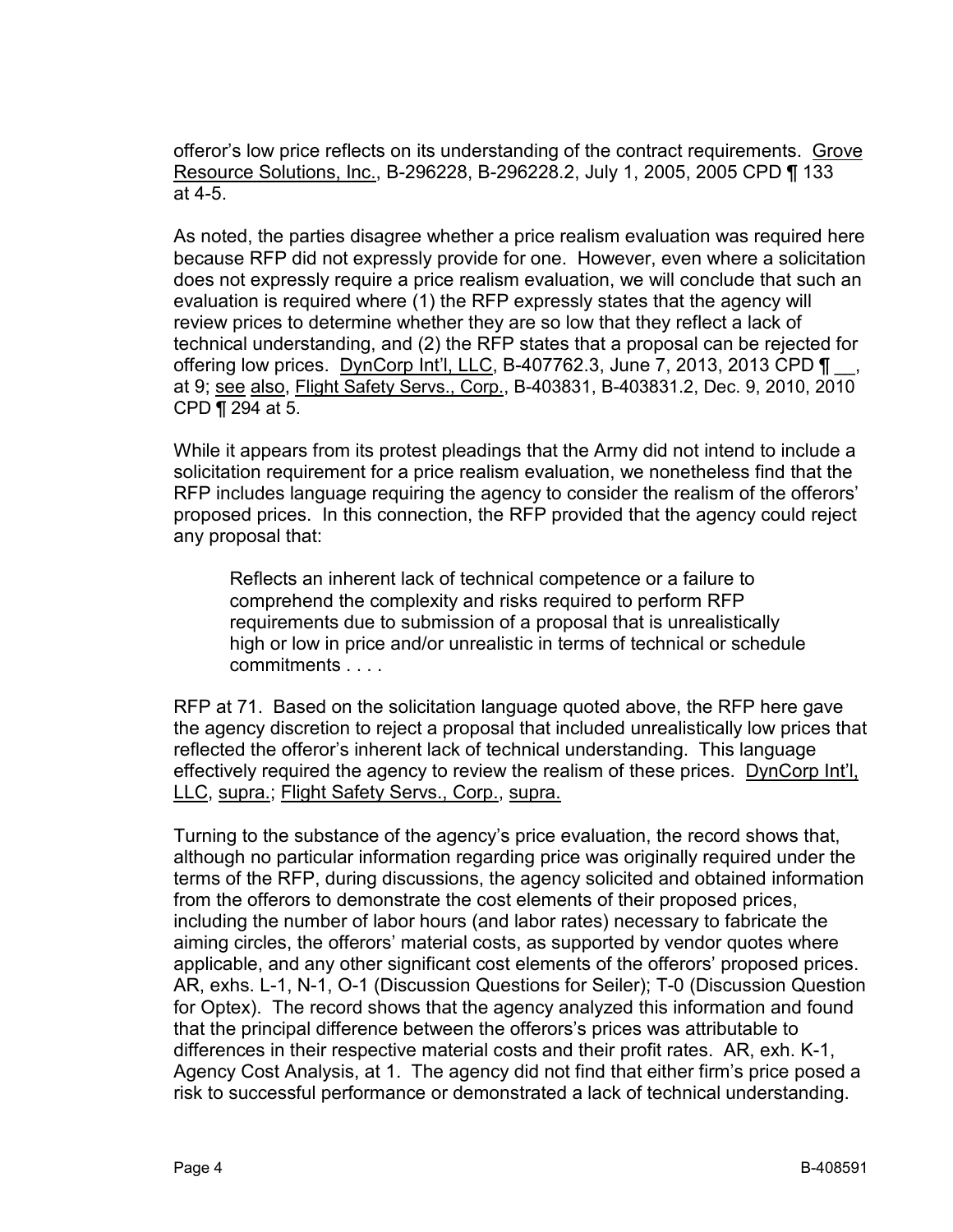offeror's low price reflects on its understanding of the contract requirements. Grove Resource Solutions, Inc., B-296228, B-296228.2, July 1, 2005, 2005 CPD ¶ 133 at 4-5.

As noted, the parties disagree whether a price realism evaluation was required here because RFP did not expressly provide for one. However, even where a solicitation does not expressly require a price realism evaluation, we will conclude that such an evaluation is required where (1) the RFP expressly states that the agency will review prices to determine whether they are so low that they reflect a lack of technical understanding, and (2) the RFP states that a proposal can be rejected for offering low prices. DynCorp Int'l, LLC, B-407762.3, June 7, 2013, 2013 CPD ¶ __, at 9; see also, Flight Safety Servs., Corp., B-403831, B-403831.2, Dec. 9, 2010, 2010 CPD ¶ 294 at 5.

While it appears from its protest pleadings that the Army did not intend to include a solicitation requirement for a price realism evaluation, we nonetheless find that the RFP includes language requiring the agency to consider the realism of the offerors' proposed prices. In this connection, the RFP provided that the agency could reject any proposal that:

> Reflects an inherent lack of technical competence or a failure to comprehend the complexity and risks required to perform RFP requirements due to submission of a proposal that is unrealistically high or low in price and/or unrealistic in terms of technical or schedule commitments . . . .

RFP at 71. Based on the solicitation language quoted above, the RFP here gave the agency discretion to reject a proposal that included unrealistically low prices that reflected the offeror's inherent lack of technical understanding. This language effectively required the agency to review the realism of these prices. DynCorp Int'l, LLC, supra.; Flight Safety Servs., Corp., supra.

Turning to the substance of the agency's price evaluation, the record shows that, although no particular information regarding price was originally required under the terms of the RFP, during discussions, the agency solicited and obtained information from the offerors to demonstrate the cost elements of their proposed prices, including the number of labor hours (and labor rates) necessary to fabricate the aiming circles, the offerors' material costs, as supported by vendor quotes where applicable, and any other significant cost elements of the offerors' proposed prices. AR, exhs. L-1, N-1, O-1 (Discussion Questions for Seiler); T-0 (Discussion Question for Optex). The record shows that the agency analyzed this information and found that the principal difference between the offerors's prices was attributable to differences in their respective material costs and their profit rates. AR, exh. K-1, Agency Cost Analysis, at 1. The agency did not find that either firm's price posed a risk to successful performance or demonstrated a lack of technical understanding.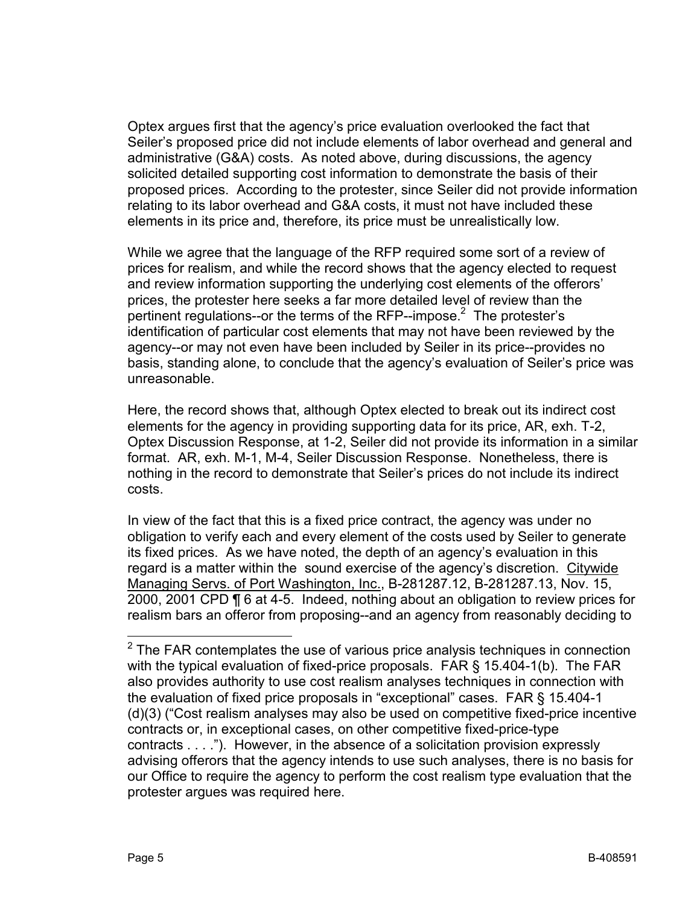Optex argues first that the agency's price evaluation overlooked the fact that Seiler's proposed price did not include elements of labor overhead and general and administrative (G&A) costs. As noted above, during discussions, the agency solicited detailed supporting cost information to demonstrate the basis of their proposed prices. According to the protester, since Seiler did not provide information relating to its labor overhead and G&A costs, it must not have included these elements in its price and, therefore, its price must be unrealistically low.

While we agree that the language of the RFP required some sort of a review of prices for realism, and while the record shows that the agency elected to request and review information supporting the underlying cost elements of the offerors' prices, the protester here seeks a far more detailed level of review than the pertinent regulations--or the terms of the RFP--impose.[2] The protester's identification of particular cost elements that may not have been reviewed by the agency--or may not even have been included by Seiler in its price--provides no basis, standing alone, to conclude that the agency's evaluation of Seiler's price was unreasonable.

Here, the record shows that, although Optex elected to break out its indirect cost elements for the agency in providing supporting data for its price, AR, exh. T-2, Optex Discussion Response, at 1-2, Seiler did not provide its information in a similar format. AR, exh. M-1, M-4, Seiler Discussion Response. Nonetheless, there is nothing in the record to demonstrate that Seiler's prices do not include its indirect costs.

In view of the fact that this is a fixed price contract, the agency was under no obligation to verify each and every element of the costs used by Seiler to generate its fixed prices. As we have noted, the depth of an agency's evaluation in this regard is a matter within the sound exercise of the agency's discretion. Citywide Managing Servs. of Port Washington, Inc., B-281287.12, B-281287.13, Nov. 15, 2000, 2001 CPD ¶ 6 at 4-5. Indeed, nothing about an obligation to review prices for realism bars an offeror from proposing--and an agency from reasonably deciding to

---

[2] The FAR contemplates the use of various price analysis techniques in connection with the typical evaluation of fixed-price proposals. FAR § 15.404-1(b). The FAR also provides authority to use cost realism analyses techniques in connection with the evaluation of fixed price proposals in "exceptional" cases. FAR § 15.404-1 (d)(3) ("Cost realism analyses may also be used on competitive fixed-price incentive contracts or, in exceptional cases, on other competitive fixed-price-type contracts . . . ."). However, in the absence of a solicitation provision expressly advising offerors that the agency intends to use such analyses, there is no basis for our Office to require the agency to perform the cost realism type evaluation that the protester argues was required here.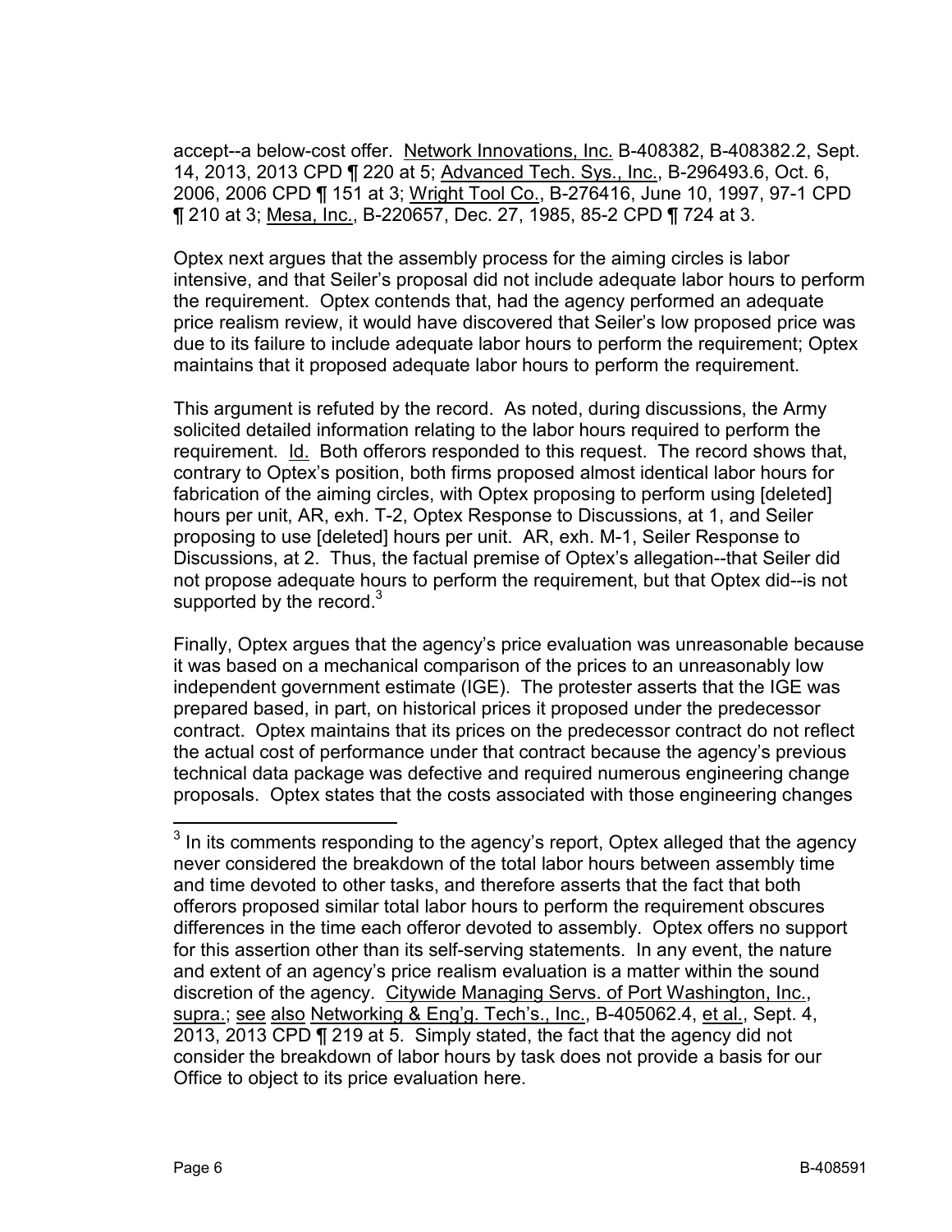accept--a below-cost offer. Network Innovations, Inc. B-408382, B-408382.2, Sept. 14, 2013, 2013 CPD ¶ 220 at 5; Advanced Tech. Sys., Inc., B-296493.6, Oct. 6, 2006, 2006 CPD ¶ 151 at 3; Wright Tool Co., B-276416, June 10, 1997, 97-1 CPD ¶ 210 at 3; Mesa, Inc., B-220657, Dec. 27, 1985, 85-2 CPD ¶ 724 at 3.

Optex next argues that the assembly process for the aiming circles is labor intensive, and that Seiler's proposal did not include adequate labor hours to perform the requirement. Optex contends that, had the agency performed an adequate price realism review, it would have discovered that Seiler's low proposed price was due to its failure to include adequate labor hours to perform the requirement; Optex maintains that it proposed adequate labor hours to perform the requirement.

This argument is refuted by the record. As noted, during discussions, the Army solicited detailed information relating to the labor hours required to perform the requirement. Id. Both offerors responded to this request. The record shows that, contrary to Optex's position, both firms proposed almost identical labor hours for fabrication of the aiming circles, with Optex proposing to perform using [deleted] hours per unit, AR, exh. T-2, Optex Response to Discussions, at 1, and Seiler proposing to use [deleted] hours per unit. AR, exh. M-1, Seiler Response to Discussions, at 2. Thus, the factual premise of Optex's allegation--that Seiler did not propose adequate hours to perform the requirement, but that Optex did--is not supported by the record.[3]

Finally, Optex argues that the agency's price evaluation was unreasonable because it was based on a mechanical comparison of the prices to an unreasonably low independent government estimate (IGE). The protester asserts that the IGE was prepared based, in part, on historical prices it proposed under the predecessor contract. Optex maintains that its prices on the predecessor contract do not reflect the actual cost of performance under that contract because the agency's previous technical data package was defective and required numerous engineering change proposals. Optex states that the costs associated with those engineering changes

---

[3] In its comments responding to the agency's report, Optex alleged that the agency never considered the breakdown of the total labor hours between assembly time and time devoted to other tasks, and therefore asserts that the fact that both offerors proposed similar total labor hours to perform the requirement obscures differences in the time each offeror devoted to assembly. Optex offers no support for this assertion other than its self-serving statements. In any event, the nature and extent of an agency's price realism evaluation is a matter within the sound discretion of the agency. Citywide Managing Servs. of Port Washington, Inc., supra.; see also Networking & Eng'g. Tech's., Inc., B-405062.4, et al., Sept. 4, 2013, 2013 CPD ¶ 219 at 5. Simply stated, the fact that the agency did not consider the breakdown of labor hours by task does not provide a basis for our Office to object to its price evaluation here.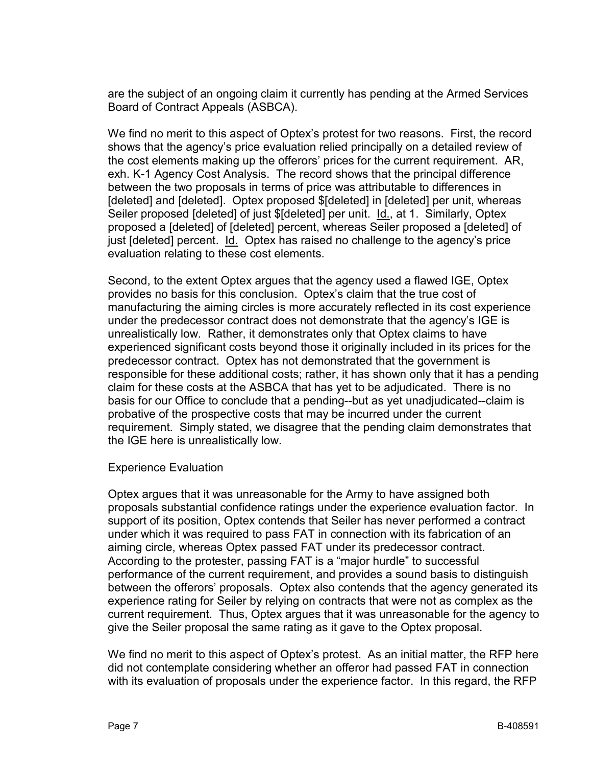are the subject of an ongoing claim it currently has pending at the Armed Services Board of Contract Appeals (ASBCA).

We find no merit to this aspect of Optex's protest for two reasons. First, the record shows that the agency's price evaluation relied principally on a detailed review of the cost elements making up the offerors' prices for the current requirement. AR, exh. K-1 Agency Cost Analysis. The record shows that the principal difference between the two proposals in terms of price was attributable to differences in [deleted] and [deleted]. Optex proposed $[deleted] in [deleted] per unit, whereas Seiler proposed [deleted] of just $[deleted] per unit. Id., at 1. Similarly, Optex proposed a [deleted] of [deleted] percent, whereas Seiler proposed a [deleted] of just [deleted] percent. Id. Optex has raised no challenge to the agency's price evaluation relating to these cost elements.

Second, to the extent Optex argues that the agency used a flawed IGE, Optex provides no basis for this conclusion. Optex's claim that the true cost of manufacturing the aiming circles is more accurately reflected in its cost experience under the predecessor contract does not demonstrate that the agency's IGE is unrealistically low. Rather, it demonstrates only that Optex claims to have experienced significant costs beyond those it originally included in its prices for the predecessor contract. Optex has not demonstrated that the government is responsible for these additional costs; rather, it has shown only that it has a pending claim for these costs at the ASBCA that has yet to be adjudicated. There is no basis for our Office to conclude that a pending--but as yet unadjudicated--claim is probative of the prospective costs that may be incurred under the current requirement. Simply stated, we disagree that the pending claim demonstrates that the IGE here is unrealistically low.

Experience Evaluation

Optex argues that it was unreasonable for the Army to have assigned both proposals substantial confidence ratings under the experience evaluation factor. In support of its position, Optex contends that Seiler has never performed a contract under which it was required to pass FAT in connection with its fabrication of an aiming circle, whereas Optex passed FAT under its predecessor contract. According to the protester, passing FAT is a "major hurdle" to successful performance of the current requirement, and provides a sound basis to distinguish between the offerors' proposals. Optex also contends that the agency generated its experience rating for Seiler by relying on contracts that were not as complex as the current requirement. Thus, Optex argues that it was unreasonable for the agency to give the Seiler proposal the same rating as it gave to the Optex proposal.

We find no merit to this aspect of Optex's protest. As an initial matter, the RFP here did not contemplate considering whether an offeror had passed FAT in connection with its evaluation of proposals under the experience factor. In this regard, the RFP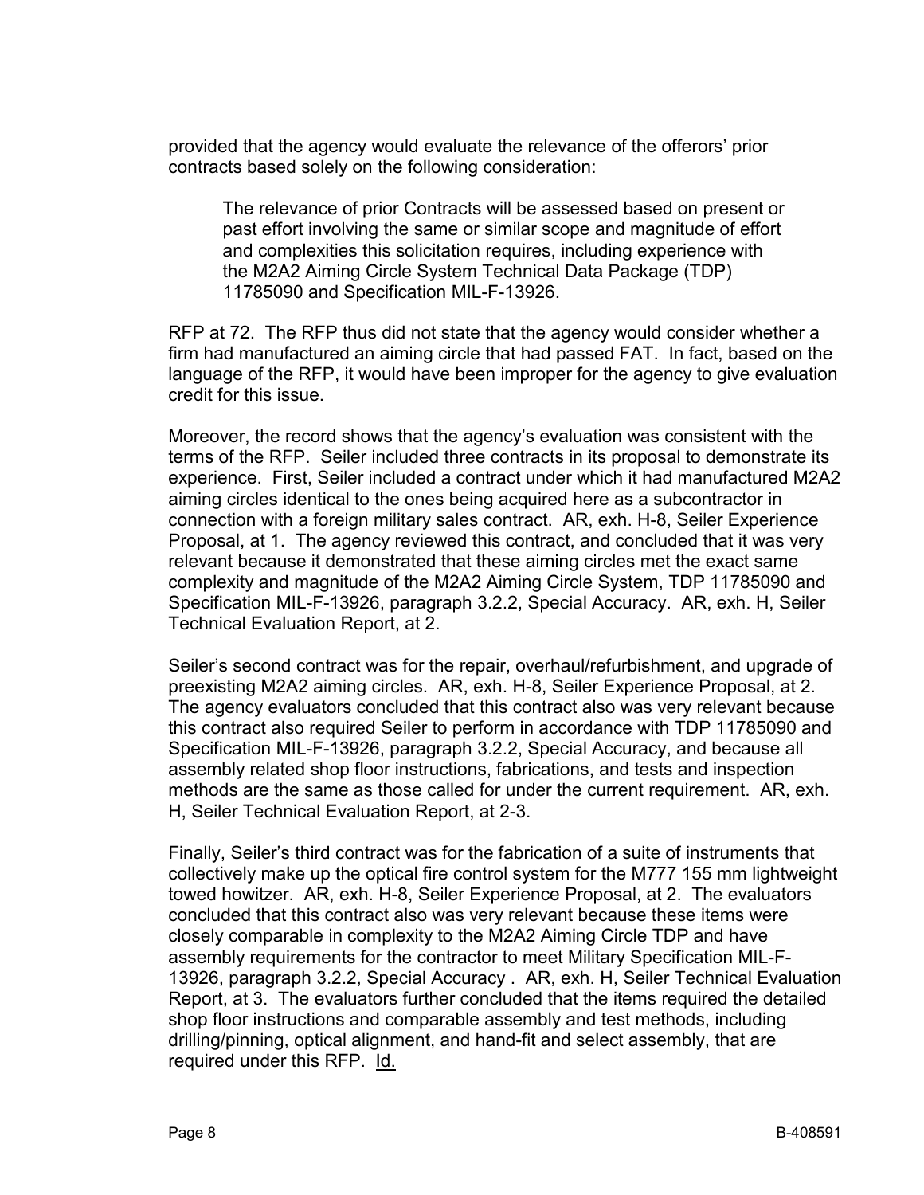provided that the agency would evaluate the relevance of the offerors' prior contracts based solely on the following consideration:

> The relevance of prior Contracts will be assessed based on present or past effort involving the same or similar scope and magnitude of effort and complexities this solicitation requires, including experience with the M2A2 Aiming Circle System Technical Data Package (TDP) 11785090 and Specification MIL-F-13926.

RFP at 72. The RFP thus did not state that the agency would consider whether a firm had manufactured an aiming circle that had passed FAT. In fact, based on the language of the RFP, it would have been improper for the agency to give evaluation credit for this issue.

Moreover, the record shows that the agency's evaluation was consistent with the terms of the RFP. Seiler included three contracts in its proposal to demonstrate its experience. First, Seiler included a contract under which it had manufactured M2A2 aiming circles identical to the ones being acquired here as a subcontractor in connection with a foreign military sales contract. AR, exh. H-8, Seiler Experience Proposal, at 1. The agency reviewed this contract, and concluded that it was very relevant because it demonstrated that these aiming circles met the exact same complexity and magnitude of the M2A2 Aiming Circle System, TDP 11785090 and Specification MIL-F-13926, paragraph 3.2.2, Special Accuracy. AR, exh. H, Seiler Technical Evaluation Report, at 2.

Seiler's second contract was for the repair, overhaul/refurbishment, and upgrade of preexisting M2A2 aiming circles. AR, exh. H-8, Seiler Experience Proposal, at 2. The agency evaluators concluded that this contract also was very relevant because this contract also required Seiler to perform in accordance with TDP 11785090 and Specification MIL-F-13926, paragraph 3.2.2, Special Accuracy, and because all assembly related shop floor instructions, fabrications, and tests and inspection methods are the same as those called for under the current requirement. AR, exh. H, Seiler Technical Evaluation Report, at 2-3.

Finally, Seiler's third contract was for the fabrication of a suite of instruments that collectively make up the optical fire control system for the M777 155 mm lightweight towed howitzer. AR, exh. H-8, Seiler Experience Proposal, at 2. The evaluators concluded that this contract also was very relevant because these items were closely comparable in complexity to the M2A2 Aiming Circle TDP and have assembly requirements for the contractor to meet Military Specification MIL-F-13926, paragraph 3.2.2, Special Accuracy . AR, exh. H, Seiler Technical Evaluation Report, at 3. The evaluators further concluded that the items required the detailed shop floor instructions and comparable assembly and test methods, including drilling/pinning, optical alignment, and hand-fit and select assembly, that are required under this RFP. Id.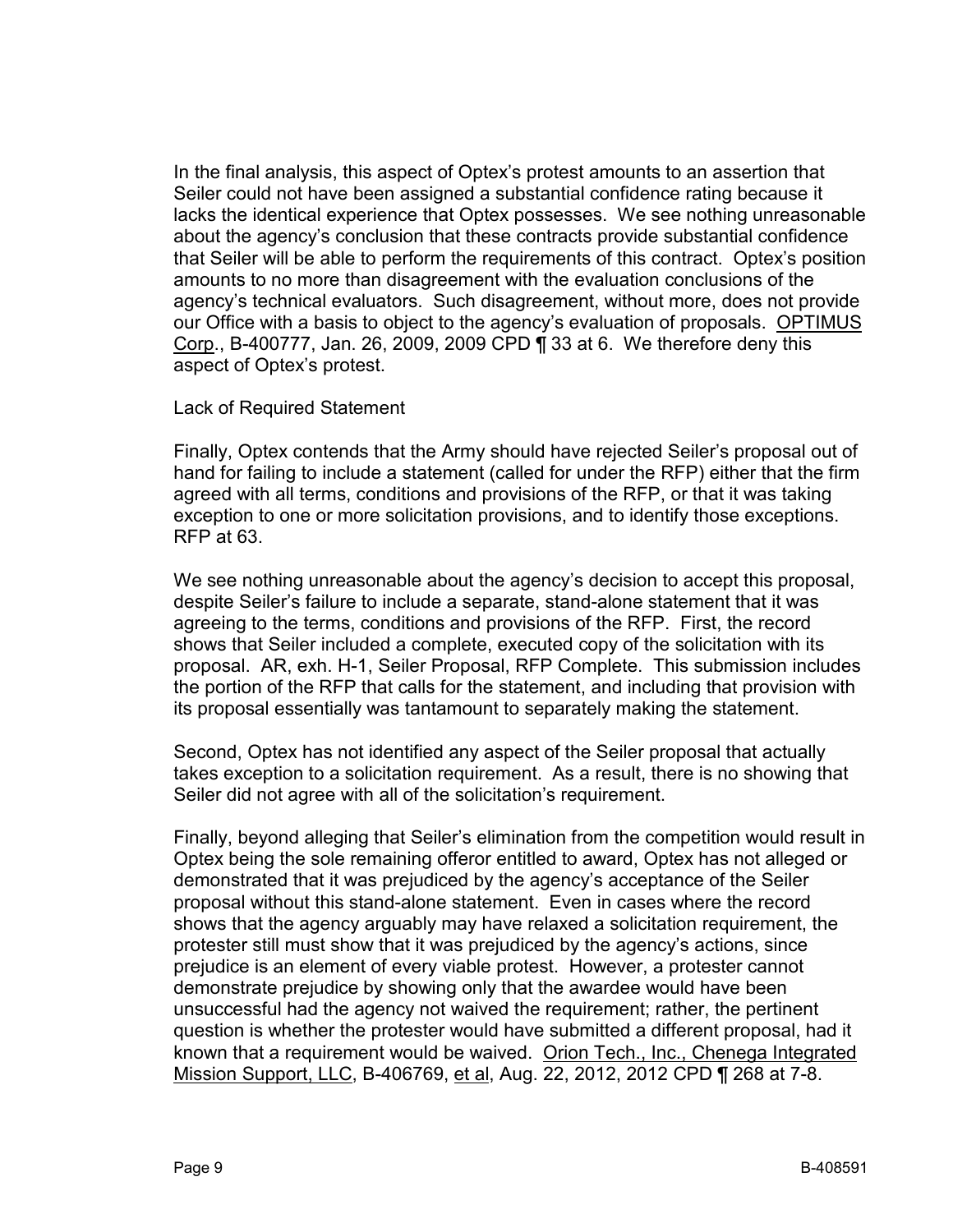In the final analysis, this aspect of Optex's protest amounts to an assertion that Seiler could not have been assigned a substantial confidence rating because it lacks the identical experience that Optex possesses. We see nothing unreasonable about the agency's conclusion that these contracts provide substantial confidence that Seiler will be able to perform the requirements of this contract. Optex's position amounts to no more than disagreement with the evaluation conclusions of the agency's technical evaluators. Such disagreement, without more, does not provide our Office with a basis to object to the agency's evaluation of proposals. OPTIMUS Corp., B-400777, Jan. 26, 2009, 2009 CPD ¶ 33 at 6. We therefore deny this aspect of Optex's protest.

Lack of Required Statement

Finally, Optex contends that the Army should have rejected Seiler's proposal out of hand for failing to include a statement (called for under the RFP) either that the firm agreed with all terms, conditions and provisions of the RFP, or that it was taking exception to one or more solicitation provisions, and to identify those exceptions. RFP at 63.

We see nothing unreasonable about the agency's decision to accept this proposal, despite Seiler's failure to include a separate, stand-alone statement that it was agreeing to the terms, conditions and provisions of the RFP. First, the record shows that Seiler included a complete, executed copy of the solicitation with its proposal. AR, exh. H-1, Seiler Proposal, RFP Complete. This submission includes the portion of the RFP that calls for the statement, and including that provision with its proposal essentially was tantamount to separately making the statement.

Second, Optex has not identified any aspect of the Seiler proposal that actually takes exception to a solicitation requirement. As a result, there is no showing that Seiler did not agree with all of the solicitation's requirement.

Finally, beyond alleging that Seiler's elimination from the competition would result in Optex being the sole remaining offeror entitled to award, Optex has not alleged or demonstrated that it was prejudiced by the agency's acceptance of the Seiler proposal without this stand-alone statement. Even in cases where the record shows that the agency arguably may have relaxed a solicitation requirement, the protester still must show that it was prejudiced by the agency's actions, since prejudice is an element of every viable protest. However, a protester cannot demonstrate prejudice by showing only that the awardee would have been unsuccessful had the agency not waived the requirement; rather, the pertinent question is whether the protester would have submitted a different proposal, had it known that a requirement would be waived. Orion Tech., Inc., Chenega Integrated Mission Support, LLC, B-406769, et al, Aug. 22, 2012, 2012 CPD ¶ 268 at 7-8.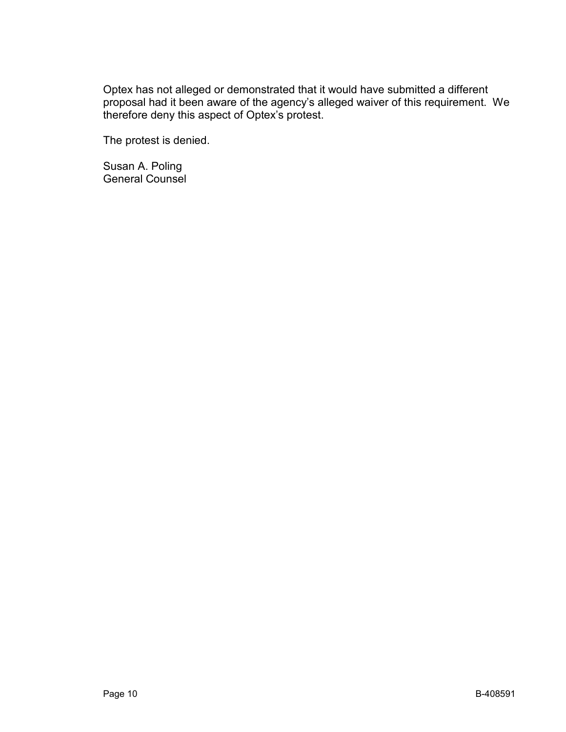Optex has not alleged or demonstrated that it would have submitted a different proposal had it been aware of the agency's alleged waiver of this requirement. We therefore deny this aspect of Optex's protest.

The protest is denied.

Susan A. Poling
General Counsel